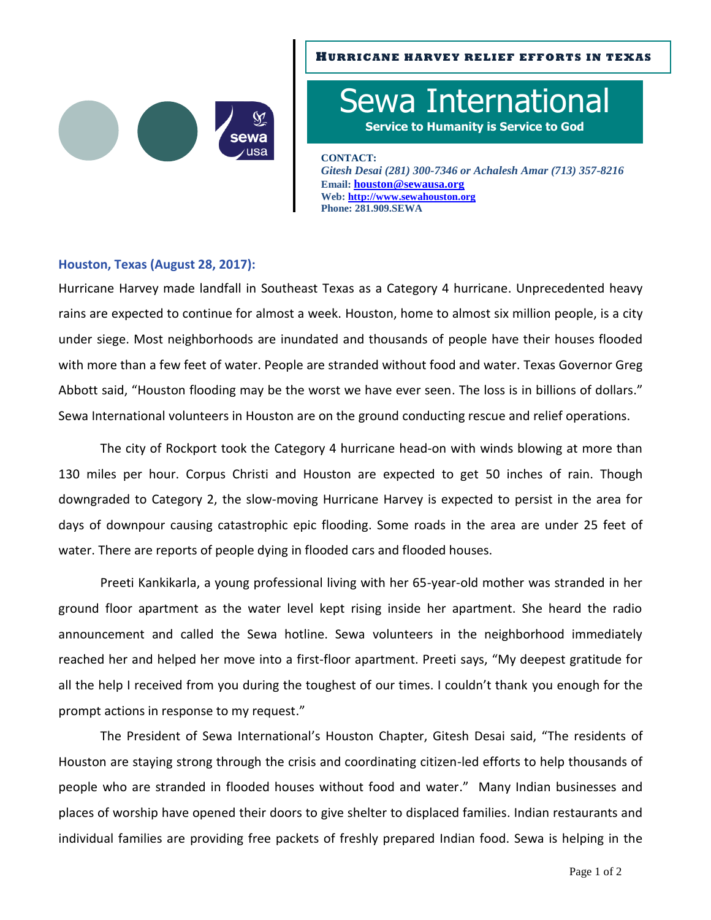**HURRICANE HARVEY RELIEF EFFORTS IN TEXAS**

# Sewa International

**Service to Humanity is Service to God**

**CONTACT:**
*Gitesh Desai (281) 300-7346 or Achalesh Amar (713) 357-8216*
**Email: houston@sewausa.org**
**Web: http://www.sewahouston.org**
**Phone: 281.909.SEWA**

**Houston, Texas (August 28, 2017):**

Hurricane Harvey made landfall in Southeast Texas as a Category 4 hurricane. Unprecedented heavy rains are expected to continue for almost a week. Houston, home to almost six million people, is a city under siege. Most neighborhoods are inundated and thousands of people have their houses flooded with more than a few feet of water. People are stranded without food and water. Texas Governor Greg Abbott said, "Houston flooding may be the worst we have ever seen. The loss is in billions of dollars." Sewa International volunteers in Houston are on the ground conducting rescue and relief operations.

The city of Rockport took the Category 4 hurricane head-on with winds blowing at more than 130 miles per hour. Corpus Christi and Houston are expected to get 50 inches of rain. Though downgraded to Category 2, the slow-moving Hurricane Harvey is expected to persist in the area for days of downpour causing catastrophic epic flooding. Some roads in the area are under 25 feet of water. There are reports of people dying in flooded cars and flooded houses.

Preeti Kankikarla, a young professional living with her 65-year-old mother was stranded in her ground floor apartment as the water level kept rising inside her apartment. She heard the radio announcement and called the Sewa hotline. Sewa volunteers in the neighborhood immediately reached her and helped her move into a first-floor apartment. Preeti says, "My deepest gratitude for all the help I received from you during the toughest of our times. I couldn't thank you enough for the prompt actions in response to my request."

The President of Sewa International's Houston Chapter, Gitesh Desai said, "The residents of Houston are staying strong through the crisis and coordinating citizen-led efforts to help thousands of people who are stranded in flooded houses without food and water." Many Indian businesses and places of worship have opened their doors to give shelter to displaced families. Indian restaurants and individual families are providing free packets of freshly prepared Indian food. Sewa is helping in the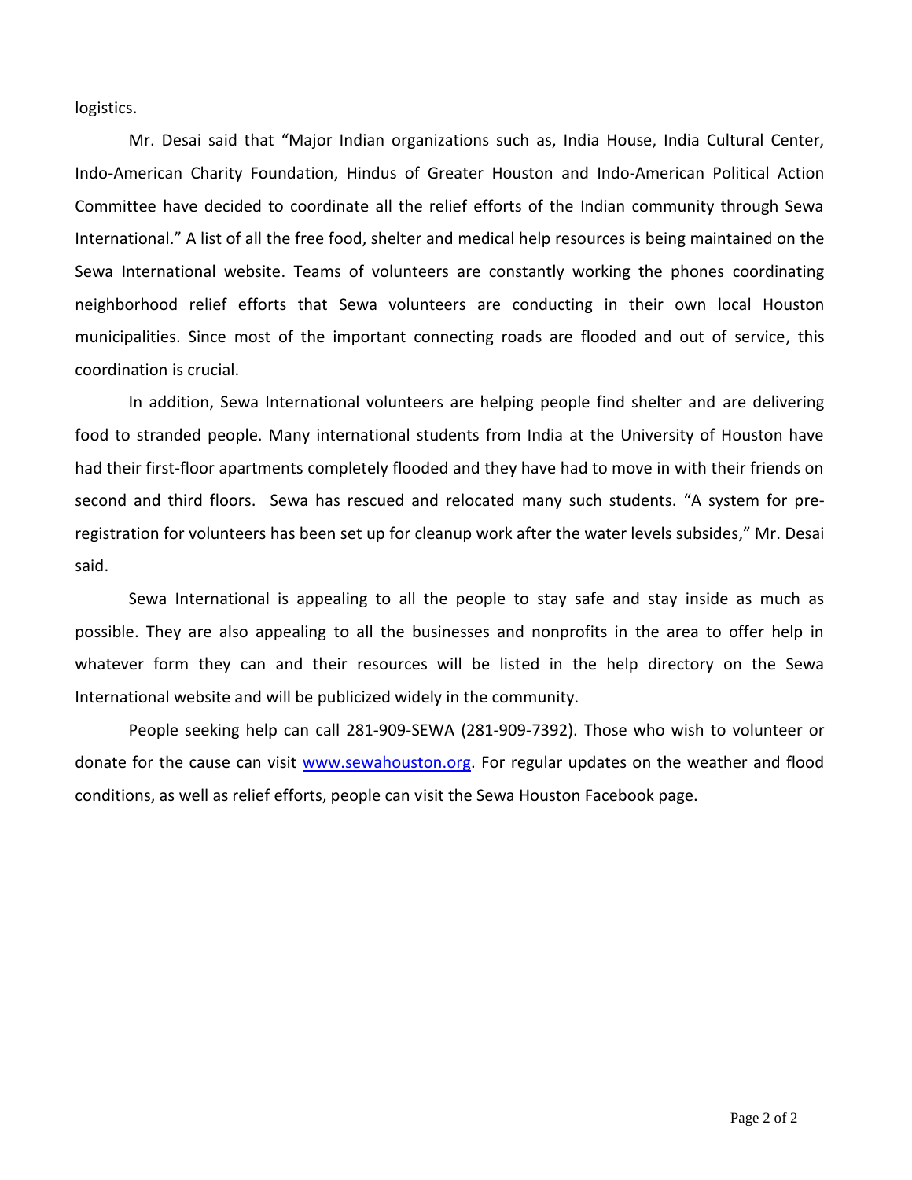logistics.

Mr. Desai said that "Major Indian organizations such as, India House, India Cultural Center, Indo-American Charity Foundation, Hindus of Greater Houston and Indo-American Political Action Committee have decided to coordinate all the relief efforts of the Indian community through Sewa International." A list of all the free food, shelter and medical help resources is being maintained on the Sewa International website. Teams of volunteers are constantly working the phones coordinating neighborhood relief efforts that Sewa volunteers are conducting in their own local Houston municipalities. Since most of the important connecting roads are flooded and out of service, this coordination is crucial.

In addition, Sewa International volunteers are helping people find shelter and are delivering food to stranded people. Many international students from India at the University of Houston have had their first-floor apartments completely flooded and they have had to move in with their friends on second and third floors. Sewa has rescued and relocated many such students. "A system for pre-registration for volunteers has been set up for cleanup work after the water levels subsides," Mr. Desai said.

Sewa International is appealing to all the people to stay safe and stay inside as much as possible. They are also appealing to all the businesses and nonprofits in the area to offer help in whatever form they can and their resources will be listed in the help directory on the Sewa International website and will be publicized widely in the community.

People seeking help can call 281-909-SEWA (281-909-7392). Those who wish to volunteer or donate for the cause can visit [www.sewahouston.org](http://www.sewahouston.org). For regular updates on the weather and flood conditions, as well as relief efforts, people can visit the Sewa Houston Facebook page.